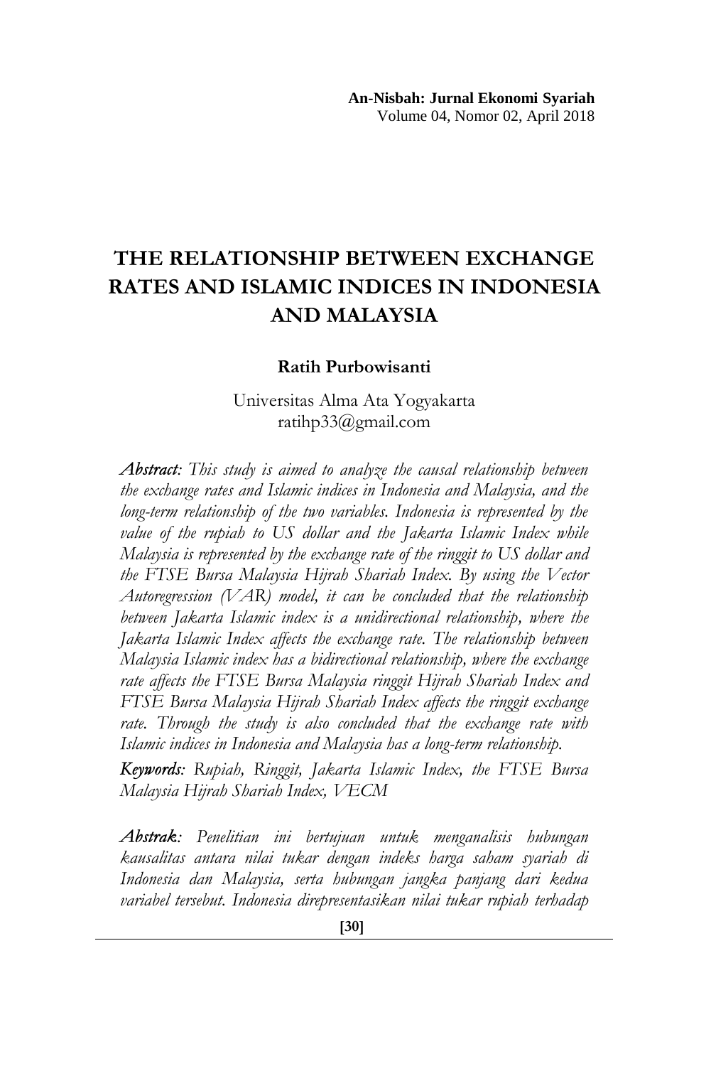# THE RELATIONSHIP BETWEEN EXCHANGE RATES AND ISLAMIC INDICES IN INDONESIA AND MALAYSIA

**Ratih Purbowisanti**

Universitas Alma Ata Yogyakarta
ratihp33@gmail.com

***Abstract:*** *This study is aimed to analyze the causal relationship between the exchange rates and Islamic indices in Indonesia and Malaysia, and the long-term relationship of the two variables. Indonesia is represented by the value of the rupiah to US dollar and the Jakarta Islamic Index while Malaysia is represented by the exchange rate of the ringgit to US dollar and the FTSE Bursa Malaysia Hijrah Shariah Index. By using the Vector Autoregression (VAR) model, it can be concluded that the relationship between Jakarta Islamic index is a unidirectional relationship, where the Jakarta Islamic Index affects the exchange rate. The relationship between Malaysia Islamic index has a bidirectional relationship, where the exchange rate affects the FTSE Bursa Malaysia ringgit Hijrah Shariah Index and FTSE Bursa Malaysia Hijrah Shariah Index affects the ringgit exchange rate. Through the study is also concluded that the exchange rate with Islamic indices in Indonesia and Malaysia has a long-term relationship.*

***Keywords****: Rupiah, Ringgit, Jakarta Islamic Index, the FTSE Bursa Malaysia Hijrah Shariah Index, VECM*

***Abstrak:*** *Penelitian ini bertujuan untuk menganalisis hubungan kausalitas antara nilai tukar dengan indeks harga saham syariah di Indonesia dan Malaysia, serta hubungan jangka panjang dari kedua variabel tersebut. Indonesia direpresentasikan nilai tukar rupiah terhadap*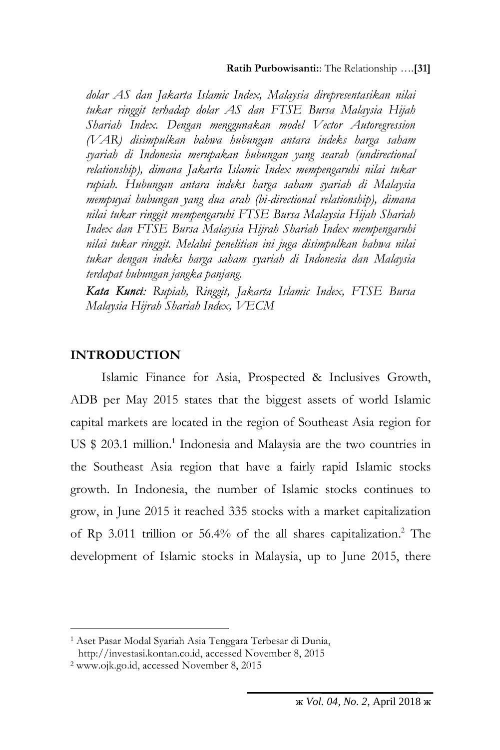*dolar AS dan Jakarta Islamic Index, Malaysia direpresentasikan nilai tukar ringgit terhadap dolar AS dan FTSE Bursa Malaysia Hijah Shariah Index. Dengan menggunakan model Vector Autoregression (VAR) disimpulkan bahwa hubungan antara indeks harga saham syariah di Indonesia merupakan hubungan yang searah (undirectional relationship), dimana Jakarta Islamic Index mempengaruhi nilai tukar rupiah. Hubungan antara indeks harga saham syariah di Malaysia mempuyai hubungan yang dua arah (bi-directional relationship), dimana nilai tukar ringgit mempengaruhi FTSE Bursa Malaysia Hijah Shariah Index dan FTSE Bursa Malaysia Hijrah Shariah Index mempengaruhi nilai tukar ringgit. Melalui penelitian ini juga disimpulkan bahwa nilai tukar dengan indeks harga saham syariah di Indonesia dan Malaysia terdapat hubungan jangka panjang.*

***Kata Kunci**: Rupiah, Ringgit, Jakarta Islamic Index, FTSE Bursa Malaysia Hijrah Shariah Index, VECM*

## INTRODUCTION

Islamic Finance for Asia, Prospected & Inclusives Growth, ADB per May 2015 states that the biggest assets of world Islamic capital markets are located in the region of Southeast Asia region for US $ 203.1 million.[1] Indonesia and Malaysia are the two countries in the Southeast Asia region that have a fairly rapid Islamic stocks growth. In Indonesia, the number of Islamic stocks continues to grow, in June 2015 it reached 335 stocks with a market capitalization of Rp 3.011 trillion or 56.4% of the all shares capitalization.[2] The development of Islamic stocks in Malaysia, up to June 2015, there

---

[1] Aset Pasar Modal Syariah Asia Tenggara Terbesar di Dunia, http://investasi.kontan.co.id, accessed November 8, 2015

[2] www.ojk.go.id, accessed November 8, 2015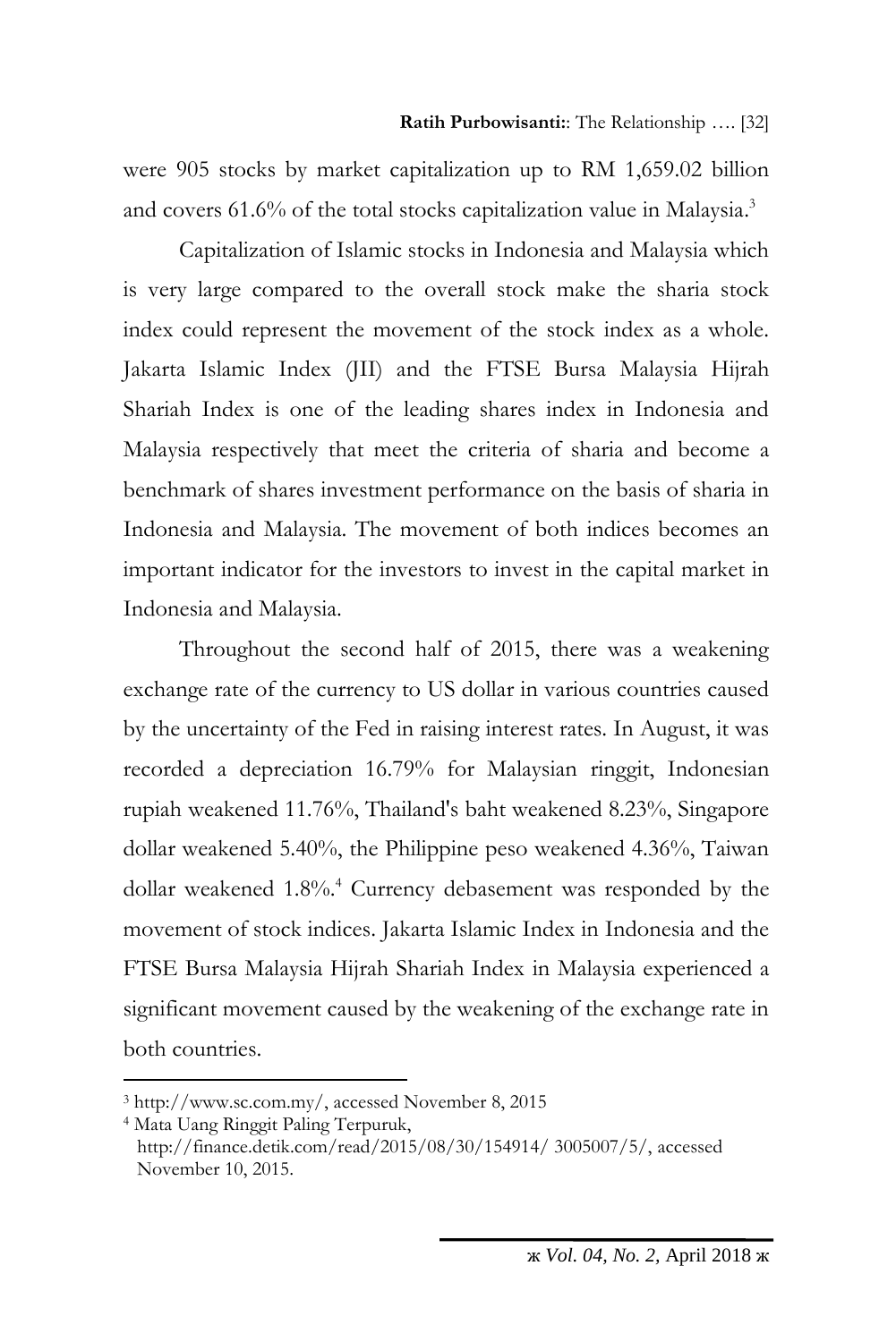were 905 stocks by market capitalization up to RM 1,659.02 billion and covers 61.6% of the total stocks capitalization value in Malaysia.[3]

Capitalization of Islamic stocks in Indonesia and Malaysia which is very large compared to the overall stock make the sharia stock index could represent the movement of the stock index as a whole. Jakarta Islamic Index (JII) and the FTSE Bursa Malaysia Hijrah Shariah Index is one of the leading shares index in Indonesia and Malaysia respectively that meet the criteria of sharia and become a benchmark of shares investment performance on the basis of sharia in Indonesia and Malaysia. The movement of both indices becomes an important indicator for the investors to invest in the capital market in Indonesia and Malaysia.

Throughout the second half of 2015, there was a weakening exchange rate of the currency to US dollar in various countries caused by the uncertainty of the Fed in raising interest rates. In August, it was recorded a depreciation 16.79% for Malaysian ringgit, Indonesian rupiah weakened 11.76%, Thailand's baht weakened 8.23%, Singapore dollar weakened 5.40%, the Philippine peso weakened 4.36%, Taiwan dollar weakened 1.8%.[4] Currency debasement was responded by the movement of stock indices. Jakarta Islamic Index in Indonesia and the FTSE Bursa Malaysia Hijrah Shariah Index in Malaysia experienced a significant movement caused by the weakening of the exchange rate in both countries.

---

[3] http://www.sc.com.my/, accessed November 8, 2015

[4] Mata Uang Ringgit Paling Terpuruk, http://finance.detik.com/read/2015/08/30/154914/ 3005007/5/, accessed November 10, 2015.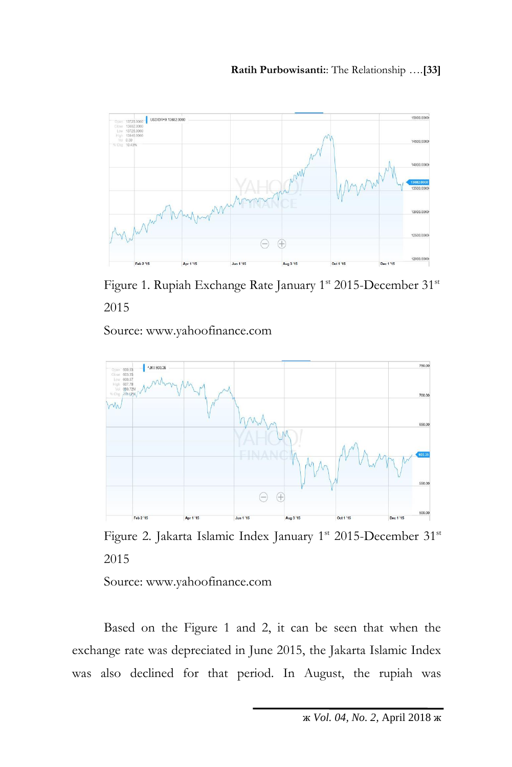Figure 1. Rupiah Exchange Rate January 1st 2015-December 31st 2015

Source: www.yahoofinance.com

Figure 2. Jakarta Islamic Index January 1st 2015-December 31st 2015

Source: www.yahoofinance.com

Based on the Figure 1 and 2, it can be seen that when the exchange rate was depreciated in June 2015, the Jakarta Islamic Index was also declined for that period. In August, the rupiah was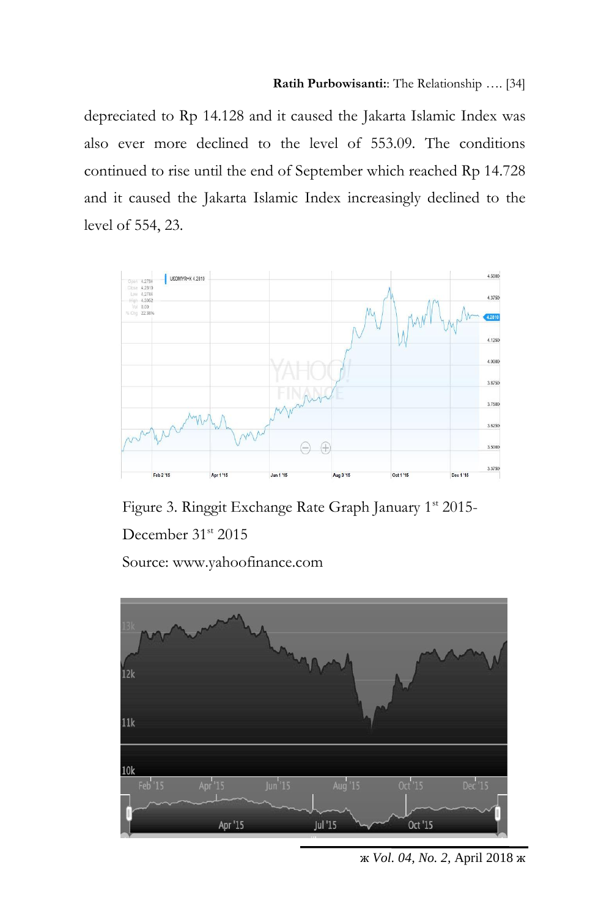depreciated to Rp 14.128 and it caused the Jakarta Islamic Index was also ever more declined to the level of 553.09. The conditions continued to rise until the end of September which reached Rp 14.728 and it caused the Jakarta Islamic Index increasingly declined to the level of 554, 23.

Figure 3. Ringgit Exchange Rate Graph January 1[st] 2015-December 31[st] 2015

Source: www.yahoofinance.com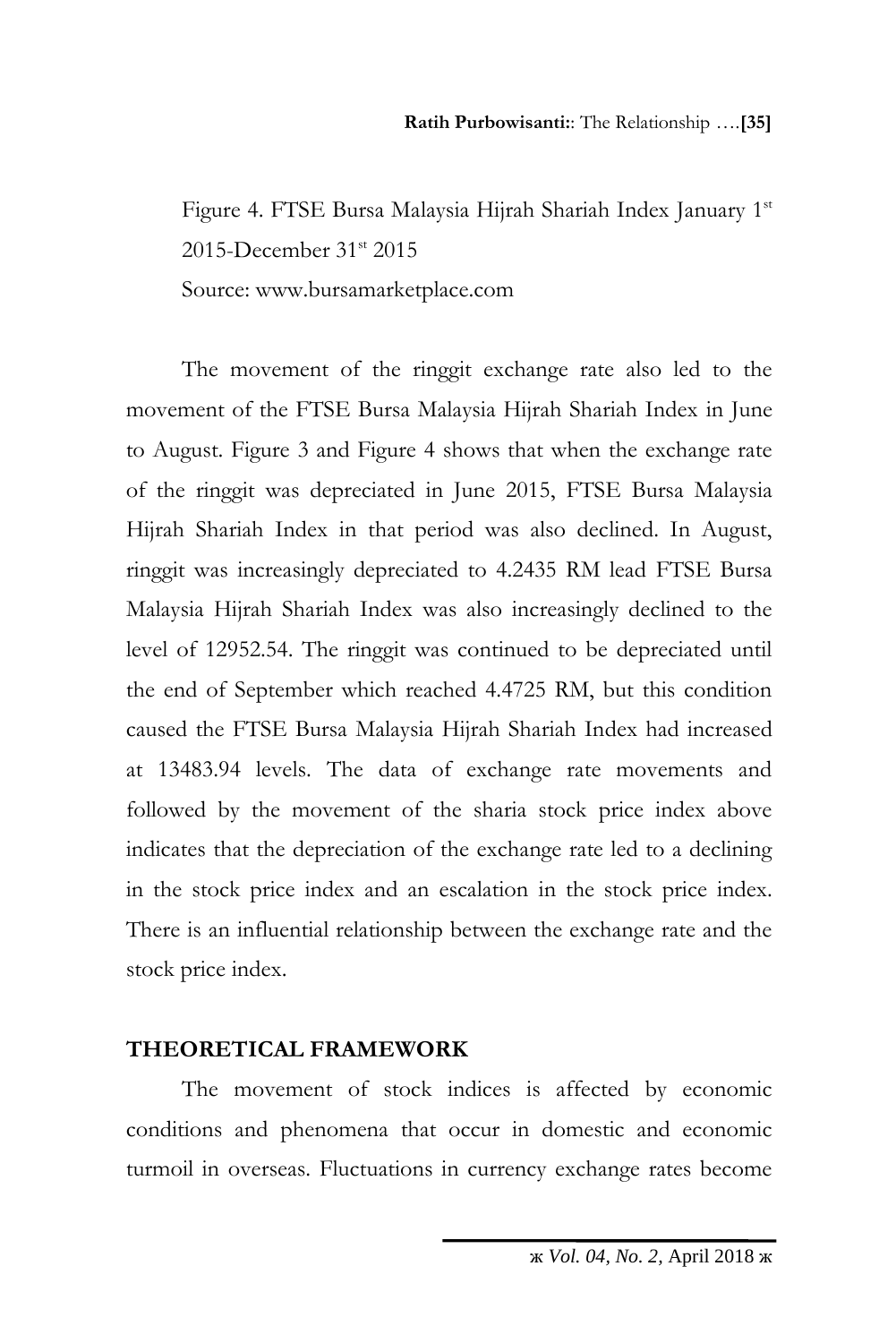Figure 4. FTSE Bursa Malaysia Hijrah Shariah Index January 1st 2015-December 31st 2015

Source: www.bursamarketplace.com

The movement of the ringgit exchange rate also led to the movement of the FTSE Bursa Malaysia Hijrah Shariah Index in June to August. Figure 3 and Figure 4 shows that when the exchange rate of the ringgit was depreciated in June 2015, FTSE Bursa Malaysia Hijrah Shariah Index in that period was also declined. In August, ringgit was increasingly depreciated to 4.2435 RM lead FTSE Bursa Malaysia Hijrah Shariah Index was also increasingly declined to the level of 12952.54. The ringgit was continued to be depreciated until the end of September which reached 4.4725 RM, but this condition caused the FTSE Bursa Malaysia Hijrah Shariah Index had increased at 13483.94 levels. The data of exchange rate movements and followed by the movement of the sharia stock price index above indicates that the depreciation of the exchange rate led to a declining in the stock price index and an escalation in the stock price index. There is an influential relationship between the exchange rate and the stock price index.

## THEORETICAL FRAMEWORK

The movement of stock indices is affected by economic conditions and phenomena that occur in domestic and economic turmoil in overseas. Fluctuations in currency exchange rates become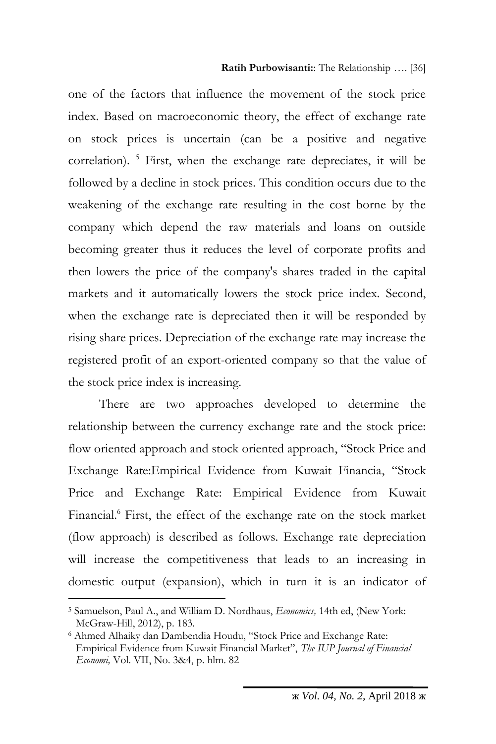one of the factors that influence the movement of the stock price index. Based on macroeconomic theory, the effect of exchange rate on stock prices is uncertain (can be a positive and negative correlation). [5] First, when the exchange rate depreciates, it will be followed by a decline in stock prices. This condition occurs due to the weakening of the exchange rate resulting in the cost borne by the company which depend the raw materials and loans on outside becoming greater thus it reduces the level of corporate profits and then lowers the price of the company's shares traded in the capital markets and it automatically lowers the stock price index. Second, when the exchange rate is depreciated then it will be responded by rising share prices. Depreciation of the exchange rate may increase the registered profit of an export-oriented company so that the value of the stock price index is increasing.

There are two approaches developed to determine the relationship between the currency exchange rate and the stock price: flow oriented approach and stock oriented approach, "Stock Price and Exchange Rate:Empirical Evidence from Kuwait Financia, "Stock Price and Exchange Rate: Empirical Evidence from Kuwait Financial.[6] First, the effect of the exchange rate on the stock market (flow approach) is described as follows. Exchange rate depreciation will increase the competitiveness that leads to an increasing in domestic output (expansion), which in turn it is an indicator of

---

[5] Samuelson, Paul A., and William D. Nordhaus, *Economics,* 14th ed, (New York: McGraw-Hill, 2012), p. 183.

[6] Ahmed Alhaiky dan Dambendia Houdu, "Stock Price and Exchange Rate: Empirical Evidence from Kuwait Financial Market", *The IUP Journal of Financial Economi,* Vol. VII, No. 3&4, p. hlm. 82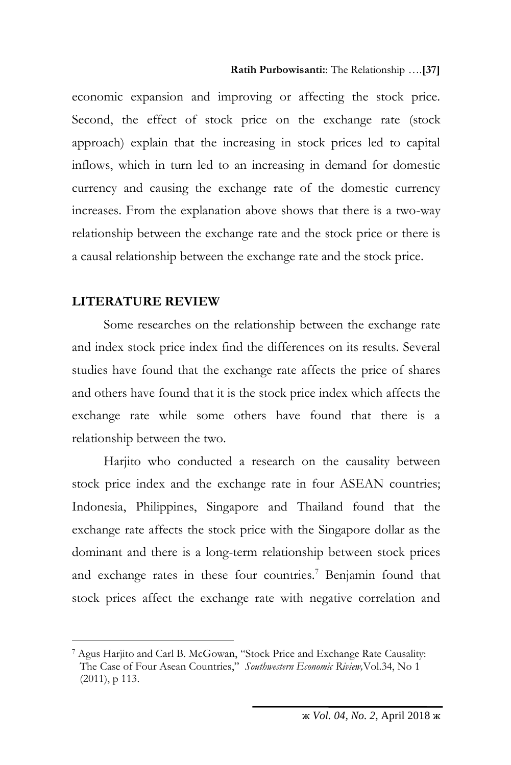economic expansion and improving or affecting the stock price. Second, the effect of stock price on the exchange rate (stock approach) explain that the increasing in stock prices led to capital inflows, which in turn led to an increasing in demand for domestic currency and causing the exchange rate of the domestic currency increases. From the explanation above shows that there is a two-way relationship between the exchange rate and the stock price or there is a causal relationship between the exchange rate and the stock price.

## LITERATURE REVIEW

Some researches on the relationship between the exchange rate and index stock price index find the differences on its results. Several studies have found that the exchange rate affects the price of shares and others have found that it is the stock price index which affects the exchange rate while some others have found that there is a relationship between the two.

Harjito who conducted a research on the causality between stock price index and the exchange rate in four ASEAN countries; Indonesia, Philippines, Singapore and Thailand found that the exchange rate affects the stock price with the Singapore dollar as the dominant and there is a long-term relationship between stock prices and exchange rates in these four countries.[7] Benjamin found that stock prices affect the exchange rate with negative correlation and

---

[7] Agus Harjito and Carl B. McGowan, "Stock Price and Exchange Rate Causality: The Case of Four Asean Countries," *Southwestern Economic Riview,* Vol.34, No 1 (2011), p 113.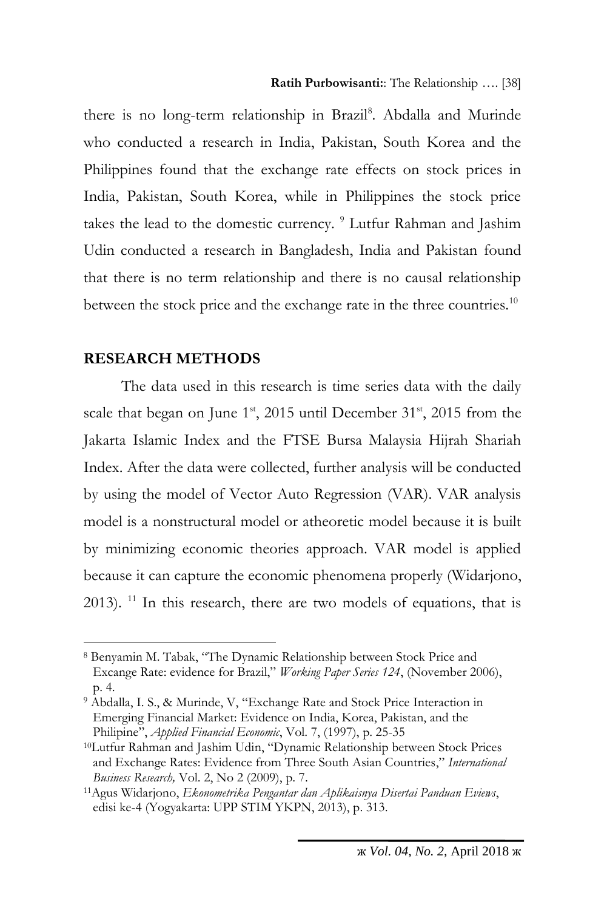there is no long-term relationship in Brazil[8]. Abdalla and Murinde who conducted a research in India, Pakistan, South Korea and the Philippines found that the exchange rate effects on stock prices in India, Pakistan, South Korea, while in Philippines the stock price takes the lead to the domestic currency. [9] Lutfur Rahman and Jashim Udin conducted a research in Bangladesh, India and Pakistan found that there is no term relationship and there is no causal relationship between the stock price and the exchange rate in the three countries.[10]

## RESEARCH METHODS

The data used in this research is time series data with the daily scale that began on June 1[st], 2015 until December 31[st], 2015 from the Jakarta Islamic Index and the FTSE Bursa Malaysia Hijrah Shariah Index. After the data were collected, further analysis will be conducted by using the model of Vector Auto Regression (VAR). VAR analysis model is a nonstructural model or atheoretic model because it is built by minimizing economic theories approach. VAR model is applied because it can capture the economic phenomena properly (Widarjono, 2013). [11] In this research, there are two models of equations, that is

---

[8] Benyamin M. Tabak, "The Dynamic Relationship between Stock Price and Excange Rate: evidence for Brazil," *Working Paper Series 124*, (November 2006), p. 4.

[9] Abdalla, I. S., & Murinde, V, "Exchange Rate and Stock Price Interaction in Emerging Financial Market: Evidence on India, Korea, Pakistan, and the Philipine", *Applied Financial Economic*, Vol. 7, (1997), p. 25-35

[10] Lutfur Rahman and Jashim Udin, "Dynamic Relationship between Stock Prices and Exchange Rates: Evidence from Three South Asian Countries," *International Business Research,* Vol. 2, No 2 (2009), p. 7.

[11] Agus Widarjono, *Ekonometrika Pengantar dan Aplikaisnya Disertai Panduan Eviews*, edisi ke-4 (Yogyakarta: UPP STIM YKPN, 2013), p. 313.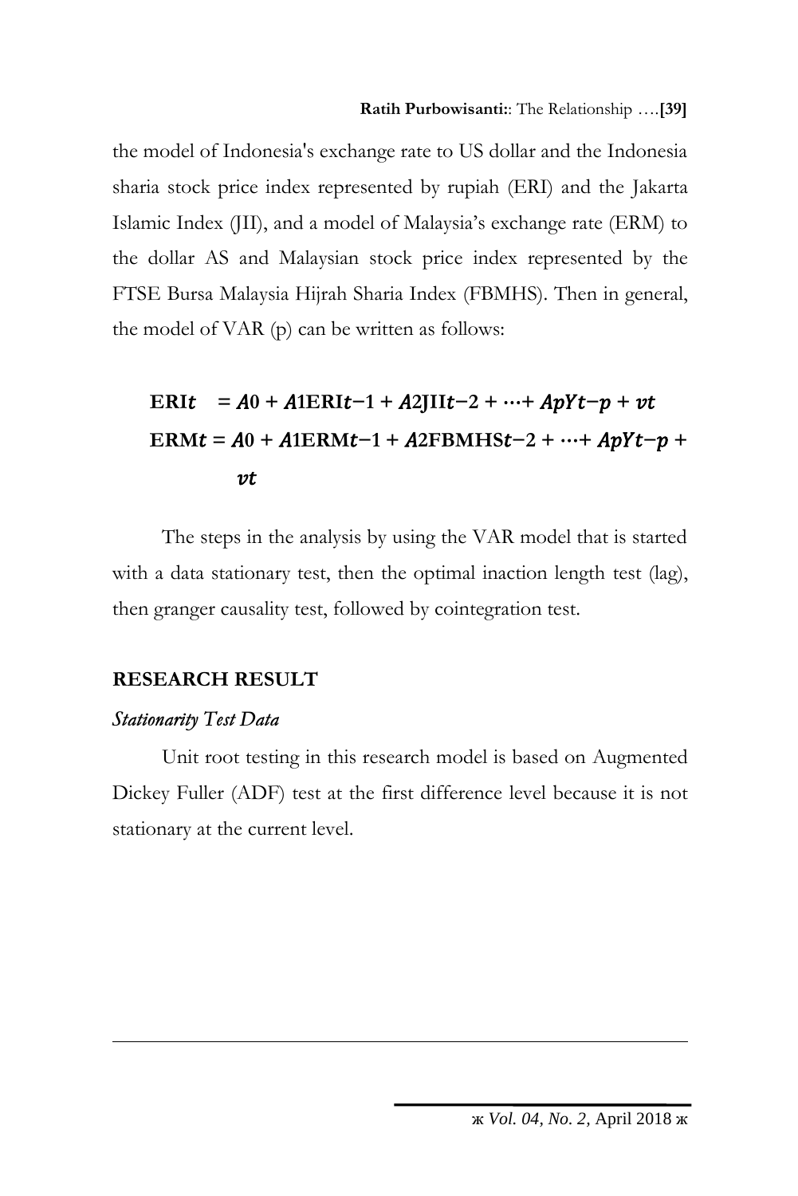the model of Indonesia's exchange rate to US dollar and the Indonesia sharia stock price index represented by rupiah (ERI) and the Jakarta Islamic Index (JII), and a model of Malaysia's exchange rate (ERM) to the dollar AS and Malaysian stock price index represented by the FTSE Bursa Malaysia Hijrah Sharia Index (FBMHS). Then in general, the model of VAR (p) can be written as follows:

$$\mathbf{ERI}t = A0 + A1\mathbf{ERI}t-1 + A2\mathbf{JII}t-2 + \cdots + ApYt-p + vt$$

$$\mathbf{ERM}t = A0 + A1\mathbf{ERM}t-1 + A2\mathbf{FBMHS}t-2 + \cdots + ApYt-p + vt$$

The steps in the analysis by using the VAR model that is started with a data stationary test, then the optimal inaction length test (lag), then granger causality test, followed by cointegration test.

## RESEARCH RESULT

### *Stationarity Test Data*

Unit root testing in this research model is based on Augmented Dickey Fuller (ADF) test at the first difference level because it is not stationary at the current level.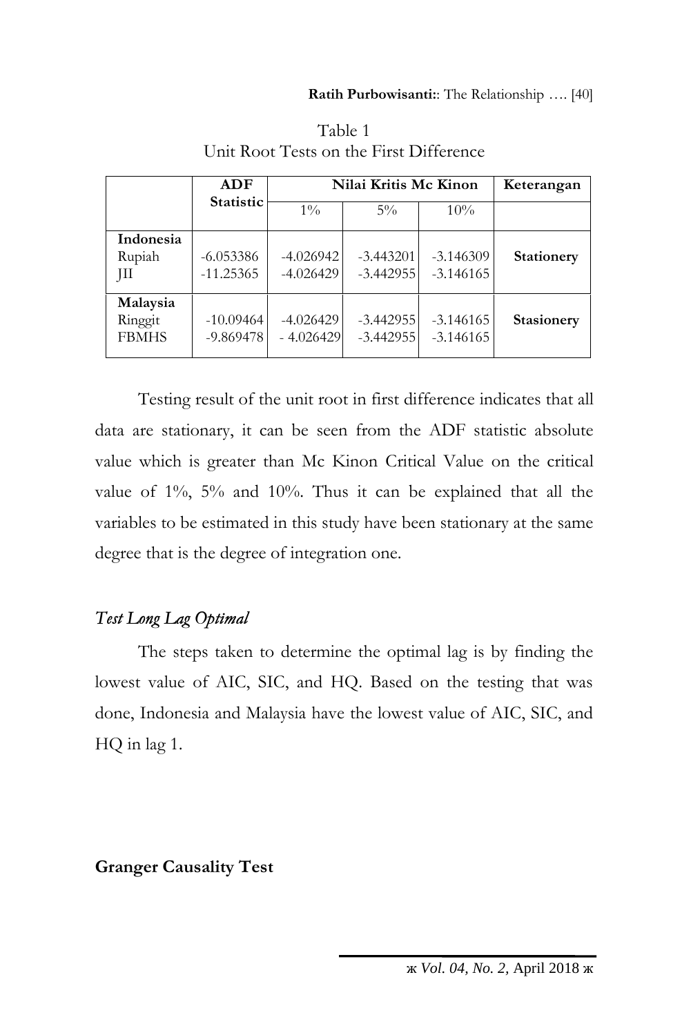Table 1
Unit Root Tests on the First Difference

| | ADF Statistic | Nilai Kritis Mc Kinon | | | Keterangan |
|---|---|---|---|---|---|
| | | 1% | 5% | 10% | |
| **Indonesia** | | | | | |
| Rupiah | -6.053386 | -4.026942 | -3.443201 | -3.146309 | **Stationery** |
| JII | -11.25365 | -4.026429 | -3.442955 | -3.146165 | |
| **Malaysia** | | | | | |
| Ringgit | -10.09464 | -4.026429 | -3.442955 | -3.146165 | **Stasionery** |
| FBMHS | -9.869478 | - 4.026429 | -3.442955 | -3.146165 | |

Testing result of the unit root in first difference indicates that all data are stationary, it can be seen from the ADF statistic absolute value which is greater than Mc Kinon Critical Value on the critical value of 1%, 5% and 10%. Thus it can be explained that all the variables to be estimated in this study have been stationary at the same degree that is the degree of integration one.

### *Test Long Lag Optimal*

The steps taken to determine the optimal lag is by finding the lowest value of AIC, SIC, and HQ. Based on the testing that was done, Indonesia and Malaysia have the lowest value of AIC, SIC, and HQ in lag 1.

### Granger Causality Test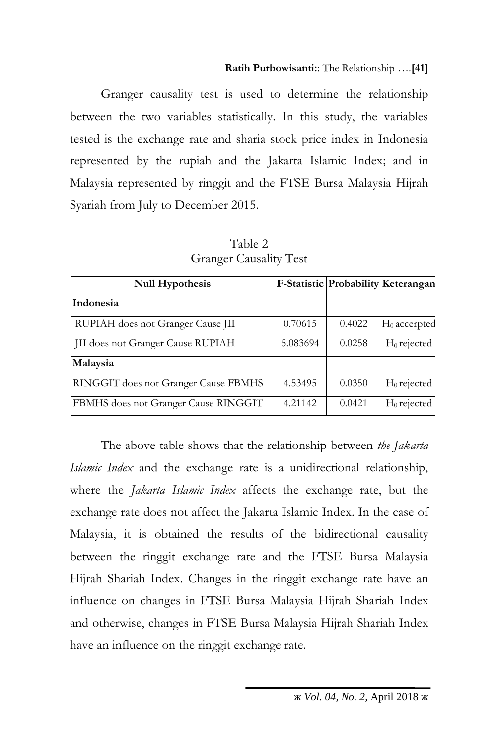Granger causality test is used to determine the relationship between the two variables statistically. In this study, the variables tested is the exchange rate and sharia stock price index in Indonesia represented by the rupiah and the Jakarta Islamic Index; and in Malaysia represented by ringgit and the FTSE Bursa Malaysia Hijrah Syariah from July to December 2015.

Table 2
Granger Causality Test

| Null Hypothesis | F-Statistic | Probability | Keterangan |
|---|---|---|---|
| **Indonesia** | | | |
| RUPIAH does not Granger Cause JII | 0.70615 | 0.4022 | $H_0$ accerpted |
| JII does not Granger Cause RUPIAH | 5.083694 | 0.0258 | $H_0$ rejected |
| **Malaysia** | | | |
| RINGGIT does not Granger Cause FBMHS | 4.53495 | 0.0350 | $H_0$ rejected |
| FBMHS does not Granger Cause RINGGIT | 4.21142 | 0.0421 | $H_0$ rejected |

The above table shows that the relationship between *the Jakarta Islamic Index* and the exchange rate is a unidirectional relationship, where the *Jakarta Islamic Index* affects the exchange rate, but the exchange rate does not affect the Jakarta Islamic Index. In the case of Malaysia, it is obtained the results of the bidirectional causality between the ringgit exchange rate and the FTSE Bursa Malaysia Hijrah Shariah Index. Changes in the ringgit exchange rate have an influence on changes in FTSE Bursa Malaysia Hijrah Shariah Index and otherwise, changes in FTSE Bursa Malaysia Hijrah Shariah Index have an influence on the ringgit exchange rate.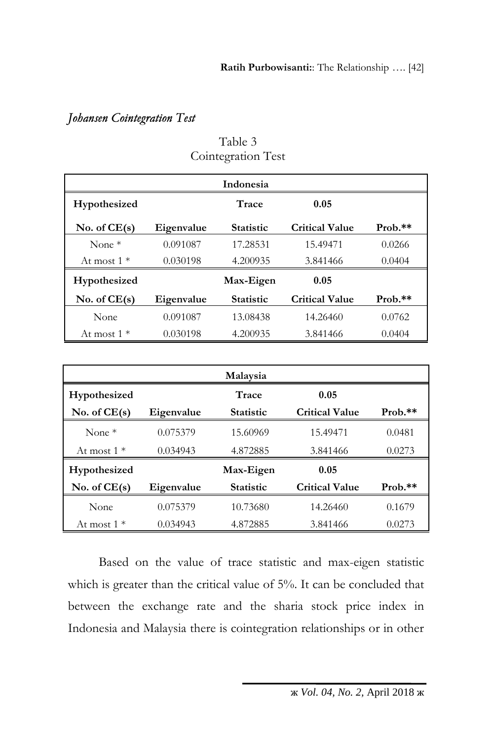## *Johansen Cointegration Test*

Table 3
Cointegration Test

| Indonesia | | | | |
|---|---|---|---|---|
| **Hypothesized** | | **Trace** | **0.05** | |
| **No. of CE(s)** | **Eigenvalue** | **Statistic** | **Critical Value** | **Prob.\*\*** |
| None * | 0.091087 | 17.28531 | 15.49471 | 0.0266 |
| At most 1 * | 0.030198 | 4.200935 | 3.841466 | 0.0404 |
| **Hypothesized** | | **Max-Eigen** | **0.05** | |
| **No. of CE(s)** | **Eigenvalue** | **Statistic** | **Critical Value** | **Prob.\*\*** |
| None | 0.091087 | 13.08438 | 14.26460 | 0.0762 |
| At most 1 * | 0.030198 | 4.200935 | 3.841466 | 0.0404 |

| Malaysia | | | | |
|---|---|---|---|---|
| **Hypothesized** | | **Trace** | **0.05** | |
| **No. of CE(s)** | **Eigenvalue** | **Statistic** | **Critical Value** | **Prob.\*\*** |
| None * | 0.075379 | 15.60969 | 15.49471 | 0.0481 |
| At most 1 * | 0.034943 | 4.872885 | 3.841466 | 0.0273 |
| **Hypothesized** | | **Max-Eigen** | **0.05** | |
| **No. of CE(s)** | **Eigenvalue** | **Statistic** | **Critical Value** | **Prob.\*\*** |
| None | 0.075379 | 10.73680 | 14.26460 | 0.1679 |
| At most 1 * | 0.034943 | 4.872885 | 3.841466 | 0.0273 |

Based on the value of trace statistic and max-eigen statistic which is greater than the critical value of 5%. It can be concluded that between the exchange rate and the sharia stock price index in Indonesia and Malaysia there is cointegration relationships or in other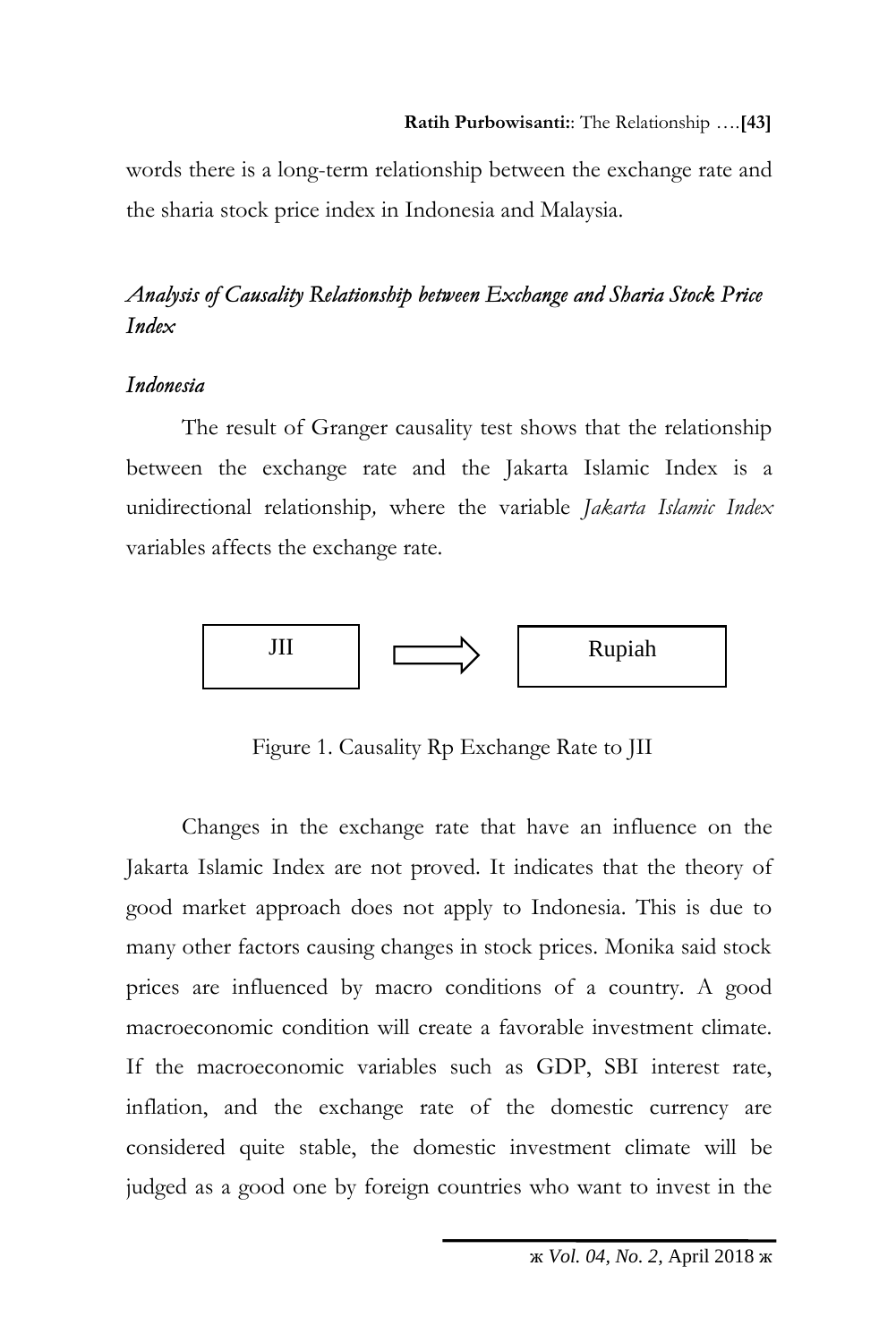words there is a long-term relationship between the exchange rate and the sharia stock price index in Indonesia and Malaysia.

### *Analysis of Causality Relationship between Exchange and Sharia Stock Price Index*

#### *Indonesia*

The result of Granger causality test shows that the relationship between the exchange rate and the Jakarta Islamic Index is a unidirectional relationship, where the variable *Jakarta Islamic Index* variables affects the exchange rate.

JII ⟹ Rupiah

Figure 1. Causality Rp Exchange Rate to JII

Changes in the exchange rate that have an influence on the Jakarta Islamic Index are not proved. It indicates that the theory of good market approach does not apply to Indonesia. This is due to many other factors causing changes in stock prices. Monika said stock prices are influenced by macro conditions of a country. A good macroeconomic condition will create a favorable investment climate. If the macroeconomic variables such as GDP, SBI interest rate, inflation, and the exchange rate of the domestic currency are considered quite stable, the domestic investment climate will be judged as a good one by foreign countries who want to invest in the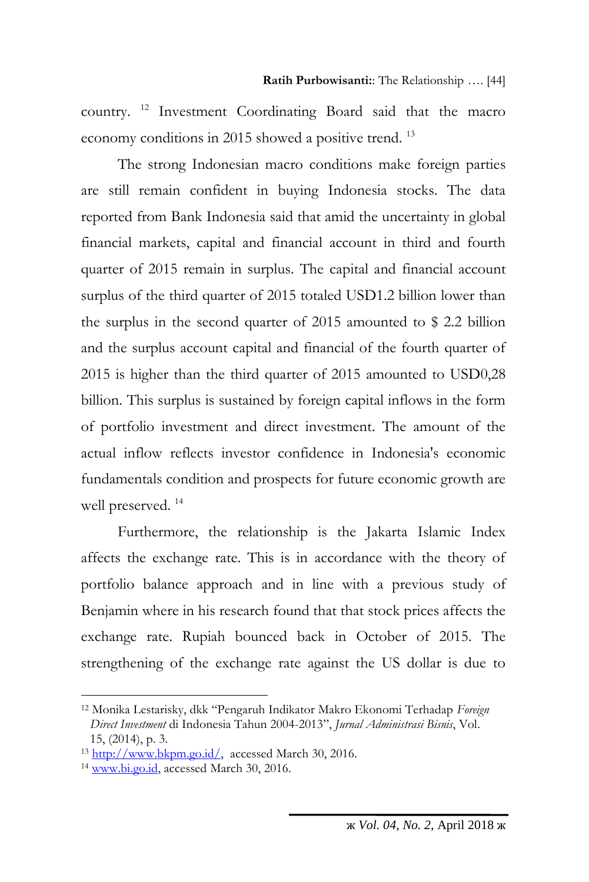country. [12] Investment Coordinating Board said that the macro economy conditions in 2015 showed a positive trend. [13]

The strong Indonesian macro conditions make foreign parties are still remain confident in buying Indonesia stocks. The data reported from Bank Indonesia said that amid the uncertainty in global financial markets, capital and financial account in third and fourth quarter of 2015 remain in surplus. The capital and financial account surplus of the third quarter of 2015 totaled USD1.2 billion lower than the surplus in the second quarter of 2015 amounted to $ 2.2 billion and the surplus account capital and financial of the fourth quarter of 2015 is higher than the third quarter of 2015 amounted to USD0,28 billion. This surplus is sustained by foreign capital inflows in the form of portfolio investment and direct investment. The amount of the actual inflow reflects investor confidence in Indonesia's economic fundamentals condition and prospects for future economic growth are well preserved. [14]

Furthermore, the relationship is the Jakarta Islamic Index affects the exchange rate. This is in accordance with the theory of portfolio balance approach and in line with a previous study of Benjamin where in his research found that that stock prices affects the exchange rate. Rupiah bounced back in October of 2015. The strengthening of the exchange rate against the US dollar is due to

---

[12] Monika Lestarisky, dkk "Pengaruh Indikator Makro Ekonomi Terhadap *Foreign Direct Investment* di Indonesia Tahun 2004-2013", *Jurnal Administrasi Bisnis*, Vol. 15, (2014), p. 3.

[13] http://www.bkpm.go.id/, accessed March 30, 2016.

[14] www.bi.go.id, accessed March 30, 2016.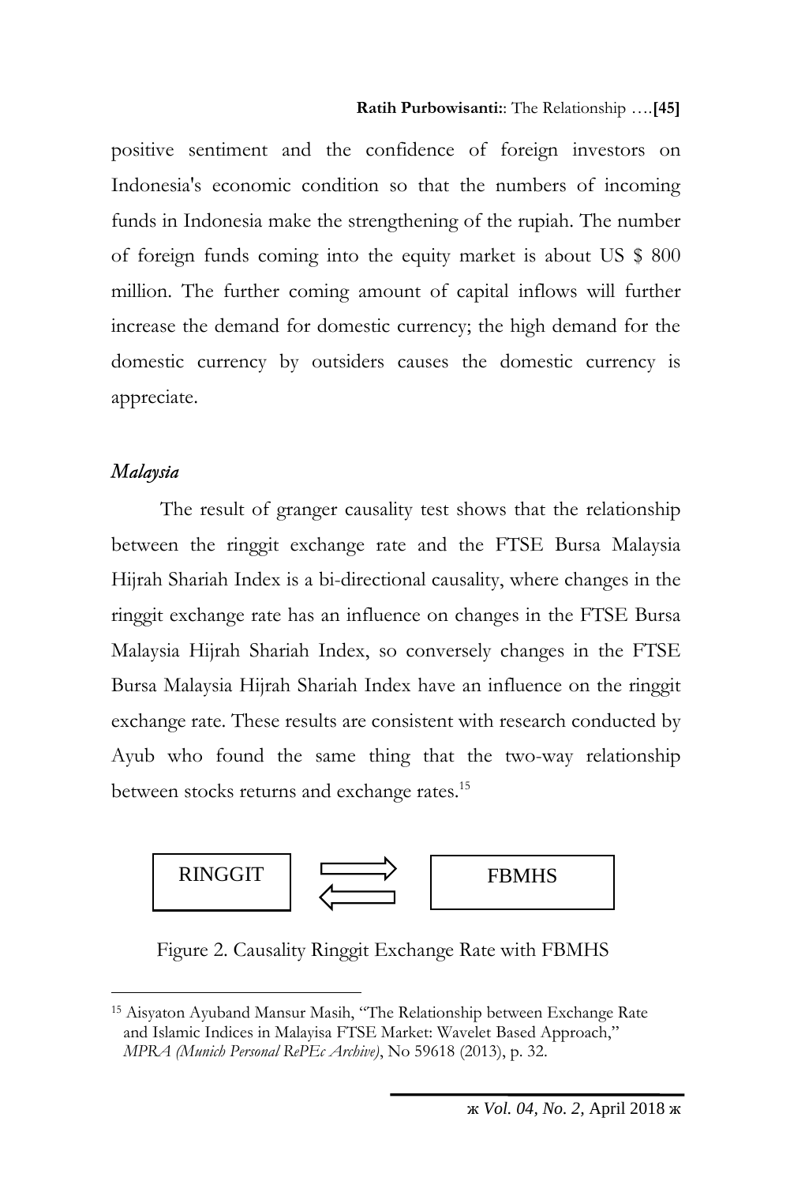positive sentiment and the confidence of foreign investors on Indonesia's economic condition so that the numbers of incoming funds in Indonesia make the strengthening of the rupiah. The number of foreign funds coming into the equity market is about US $ 800 million. The further coming amount of capital inflows will further increase the demand for domestic currency; the high demand for the domestic currency by outsiders causes the domestic currency is appreciate.

### *Malaysia*

The result of granger causality test shows that the relationship between the ringgit exchange rate and the FTSE Bursa Malaysia Hijrah Shariah Index is a bi-directional causality, where changes in the ringgit exchange rate has an influence on changes in the FTSE Bursa Malaysia Hijrah Shariah Index, so conversely changes in the FTSE Bursa Malaysia Hijrah Shariah Index have an influence on the ringgit exchange rate. These results are consistent with research conducted by Ayub who found the same thing that the two-way relationship between stocks returns and exchange rates.[15]

RINGGIT ⇄ FBMHS

Figure 2. Causality Ringgit Exchange Rate with FBMHS

---

[15] Aisyaton Ayuband Mansur Masih, "The Relationship between Exchange Rate and Islamic Indices in Malayisa FTSE Market: Wavelet Based Approach," *MPRA (Munich Personal RePEc Archive)*, No 59618 (2013), p. 32.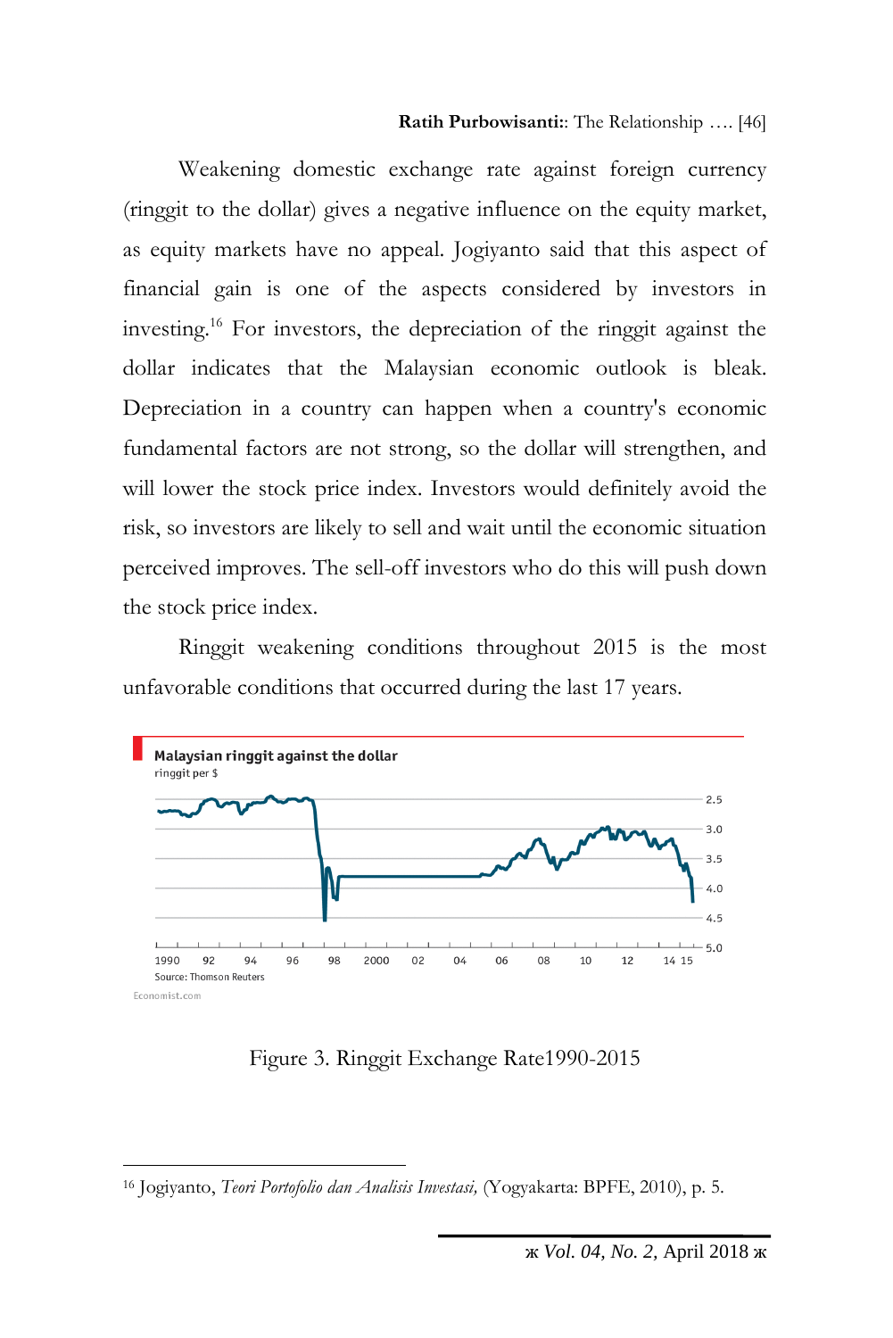Weakening domestic exchange rate against foreign currency (ringgit to the dollar) gives a negative influence on the equity market, as equity markets have no appeal. Jogiyanto said that this aspect of financial gain is one of the aspects considered by investors in investing.[16] For investors, the depreciation of the ringgit against the dollar indicates that the Malaysian economic outlook is bleak. Depreciation in a country can happen when a country's economic fundamental factors are not strong, so the dollar will strengthen, and will lower the stock price index. Investors would definitely avoid the risk, so investors are likely to sell and wait until the economic situation perceived improves. The sell-off investors who do this will push down the stock price index.

Ringgit weakening conditions throughout 2015 is the most unfavorable conditions that occurred during the last 17 years.

**Malaysian ringgit against the dollar**
ringgit per $

Source: Thomson Reuters

Economist.com

Figure 3. Ringgit Exchange Rate1990-2015

---

[16] Jogiyanto, *Teori Portofolio dan Analisis Investasi,* (Yogyakarta: BPFE, 2010), p. 5.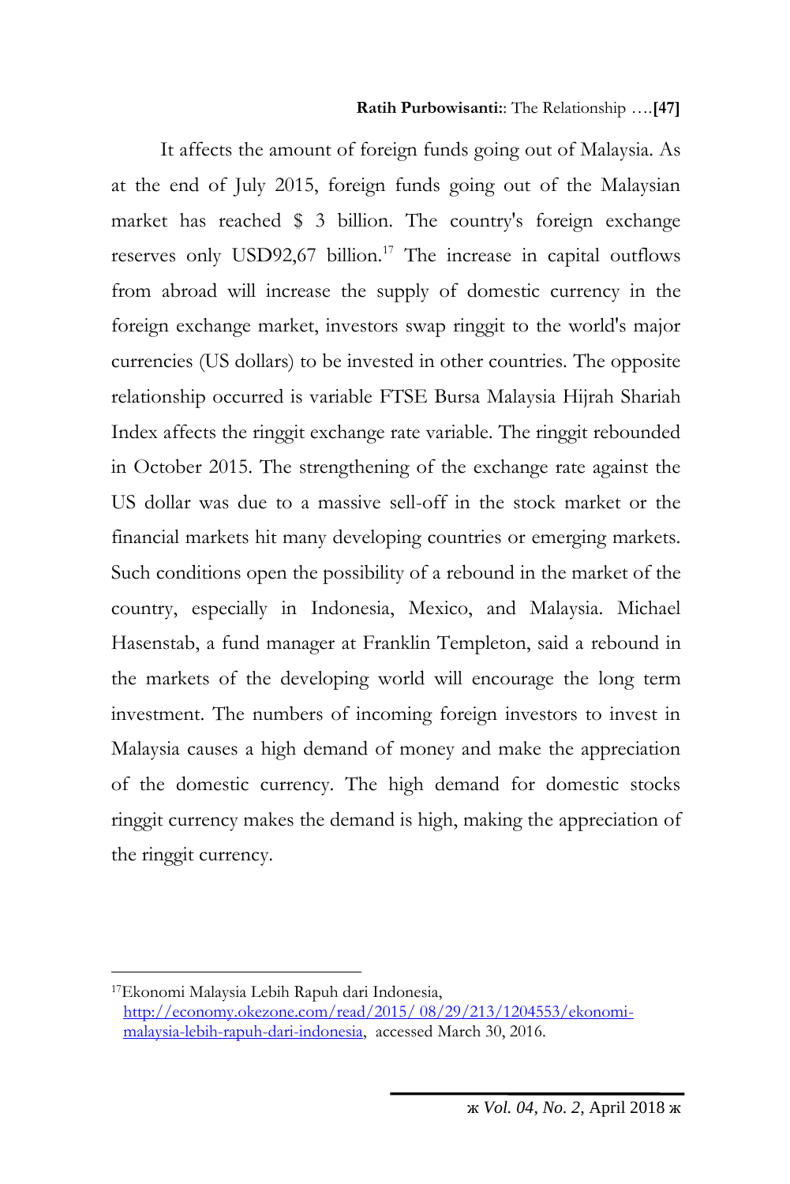It affects the amount of foreign funds going out of Malaysia. As at the end of July 2015, foreign funds going out of the Malaysian market has reached $ 3 billion. The country's foreign exchange reserves only USD92,67 billion.[17] The increase in capital outflows from abroad will increase the supply of domestic currency in the foreign exchange market, investors swap ringgit to the world's major currencies (US dollars) to be invested in other countries. The opposite relationship occurred is variable FTSE Bursa Malaysia Hijrah Shariah Index affects the ringgit exchange rate variable. The ringgit rebounded in October 2015. The strengthening of the exchange rate against the US dollar was due to a massive sell-off in the stock market or the financial markets hit many developing countries or emerging markets. Such conditions open the possibility of a rebound in the market of the country, especially in Indonesia, Mexico, and Malaysia. Michael Hasenstab, a fund manager at Franklin Templeton, said a rebound in the markets of the developing world will encourage the long term investment. The numbers of incoming foreign investors to invest in Malaysia causes a high demand of money and make the appreciation of the domestic currency. The high demand for domestic stocks ringgit currency makes the demand is high, making the appreciation of the ringgit currency.

---

[17] Ekonomi Malaysia Lebih Rapuh dari Indonesia, http://economy.okezone.com/read/2015/ 08/29/213/1204553/ekonomi-malaysia-lebih-rapuh-dari-indonesia, accessed March 30, 2016.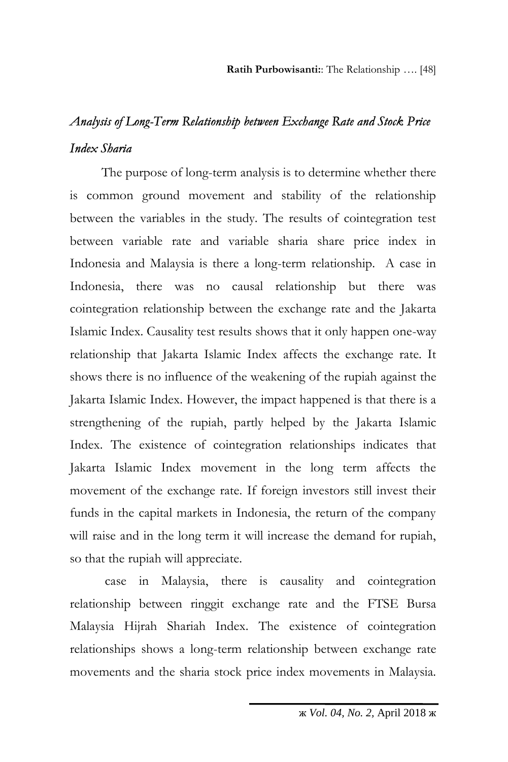### *Analysis of Long-Term Relationship between Exchange Rate and Stock Price Index Sharia*

The purpose of long-term analysis is to determine whether there is common ground movement and stability of the relationship between the variables in the study. The results of cointegration test between variable rate and variable sharia share price index in Indonesia and Malaysia is there a long-term relationship. A case in Indonesia, there was no causal relationship but there was cointegration relationship between the exchange rate and the Jakarta Islamic Index. Causality test results shows that it only happen one-way relationship that Jakarta Islamic Index affects the exchange rate. It shows there is no influence of the weakening of the rupiah against the Jakarta Islamic Index. However, the impact happened is that there is a strengthening of the rupiah, partly helped by the Jakarta Islamic Index. The existence of cointegration relationships indicates that Jakarta Islamic Index movement in the long term affects the movement of the exchange rate. If foreign investors still invest their funds in the capital markets in Indonesia, the return of the company will raise and in the long term it will increase the demand for rupiah, so that the rupiah will appreciate.

case in Malaysia, there is causality and cointegration relationship between ringgit exchange rate and the FTSE Bursa Malaysia Hijrah Shariah Index. The existence of cointegration relationships shows a long-term relationship between exchange rate movements and the sharia stock price index movements in Malaysia.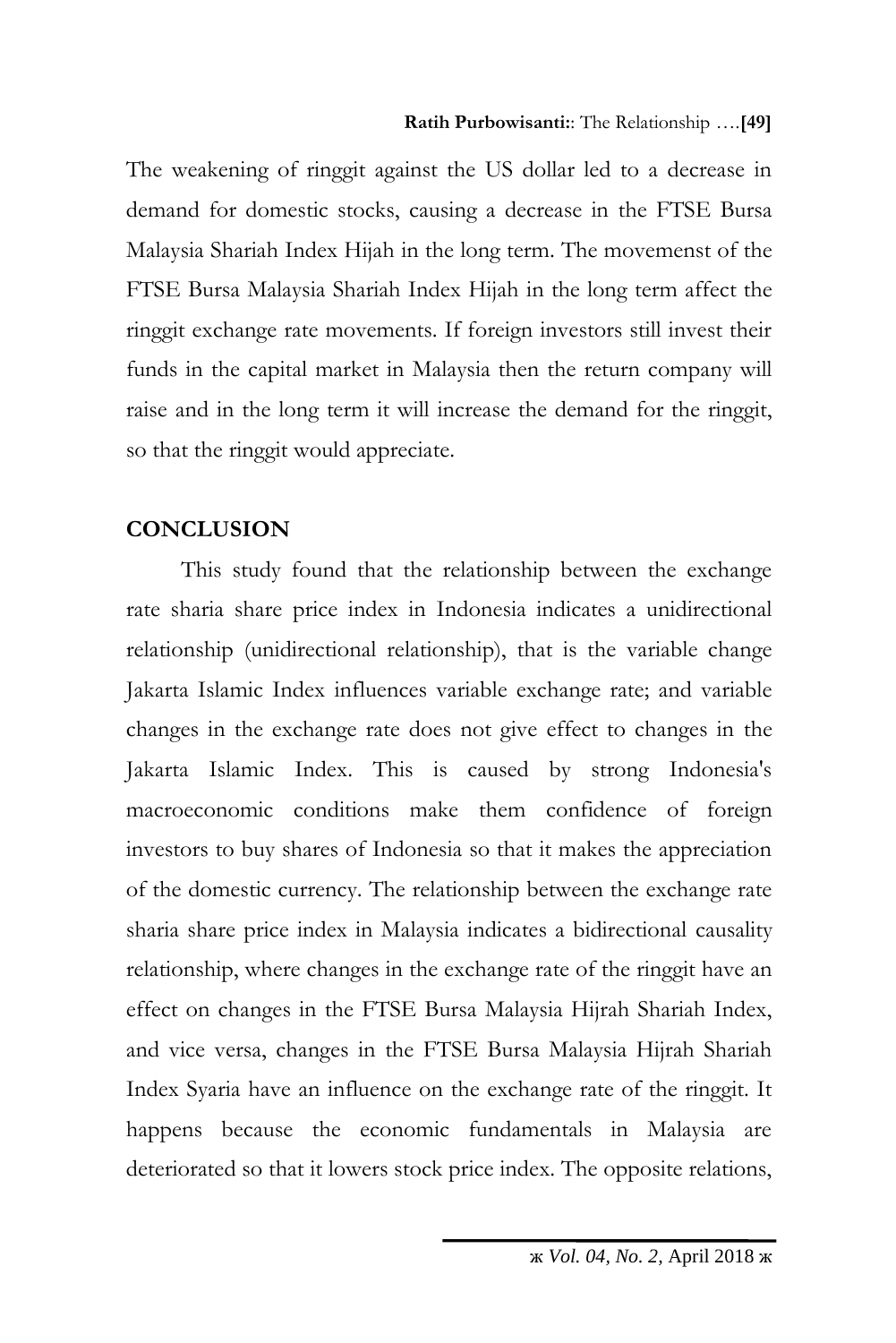The weakening of ringgit against the US dollar led to a decrease in demand for domestic stocks, causing a decrease in the FTSE Bursa Malaysia Shariah Index Hijah in the long term. The movemenst of the FTSE Bursa Malaysia Shariah Index Hijah in the long term affect the ringgit exchange rate movements. If foreign investors still invest their funds in the capital market in Malaysia then the return company will raise and in the long term it will increase the demand for the ringgit, so that the ringgit would appreciate.

## CONCLUSION

This study found that the relationship between the exchange rate sharia share price index in Indonesia indicates a unidirectional relationship (unidirectional relationship), that is the variable change Jakarta Islamic Index influences variable exchange rate; and variable changes in the exchange rate does not give effect to changes in the Jakarta Islamic Index. This is caused by strong Indonesia's macroeconomic conditions make them confidence of foreign investors to buy shares of Indonesia so that it makes the appreciation of the domestic currency. The relationship between the exchange rate sharia share price index in Malaysia indicates a bidirectional causality relationship, where changes in the exchange rate of the ringgit have an effect on changes in the FTSE Bursa Malaysia Hijrah Shariah Index, and vice versa, changes in the FTSE Bursa Malaysia Hijrah Shariah Index Syaria have an influence on the exchange rate of the ringgit. It happens because the economic fundamentals in Malaysia are deteriorated so that it lowers stock price index. The opposite relations,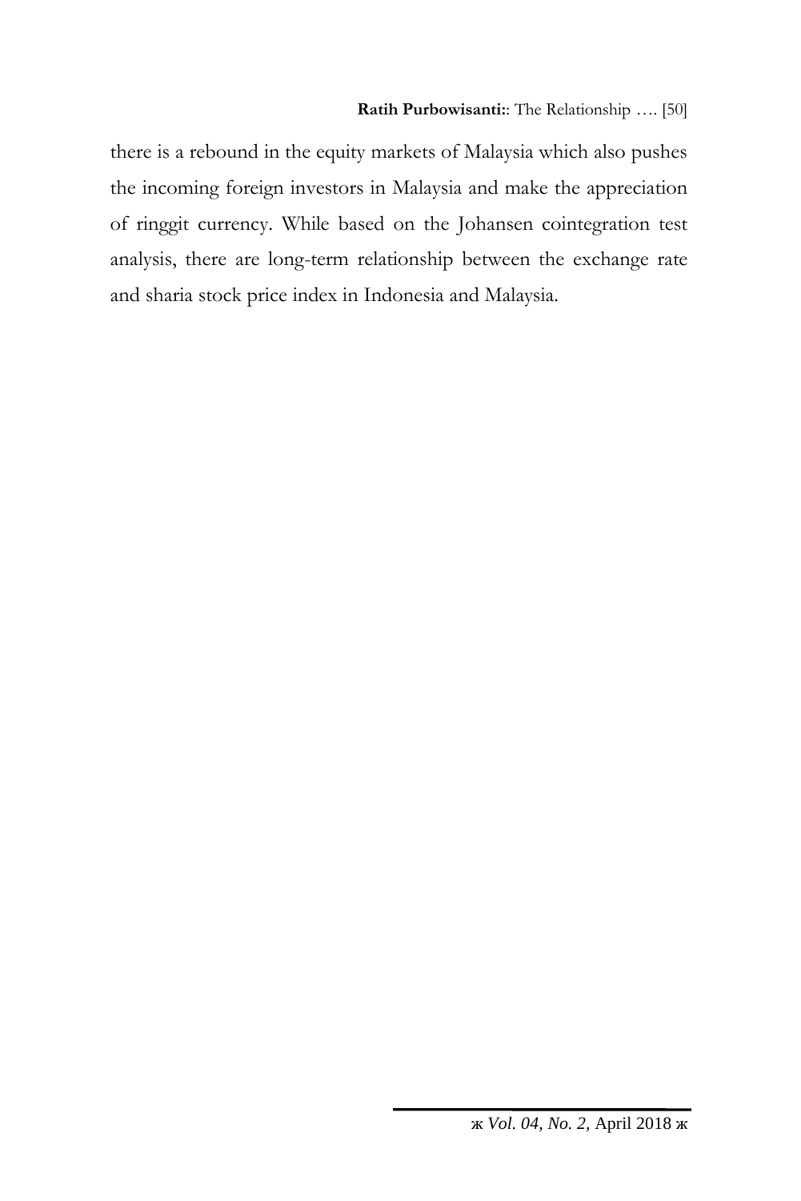there is a rebound in the equity markets of Malaysia which also pushes the incoming foreign investors in Malaysia and make the appreciation of ringgit currency. While based on the Johansen cointegration test analysis, there are long-term relationship between the exchange rate and sharia stock price index in Indonesia and Malaysia.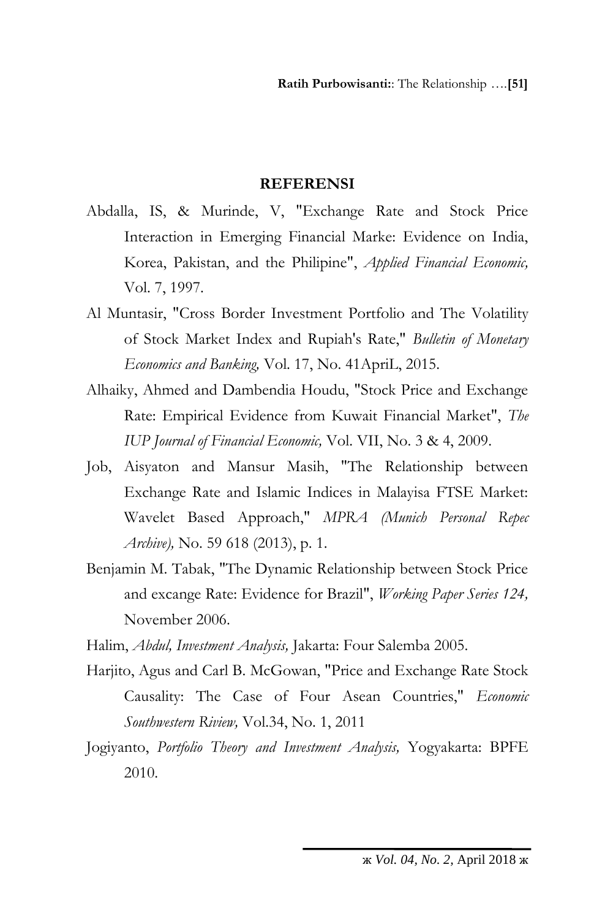## REFERENSI

Abdalla, IS, & Murinde, V, "Exchange Rate and Stock Price Interaction in Emerging Financial Marke: Evidence on India, Korea, Pakistan, and the Philipine", *Applied Financial Economic,* Vol. 7, 1997.

Al Muntasir, "Cross Border Investment Portfolio and The Volatility of Stock Market Index and Rupiah's Rate," *Bulletin of Monetary Economics and Banking,* Vol. 17, No. 41ApriL, 2015.

Alhaiky, Ahmed and Dambendia Houdu, "Stock Price and Exchange Rate: Empirical Evidence from Kuwait Financial Market", *The IUP Journal of Financial Economic,* Vol. VII, No. 3 & 4, 2009.

Job, Aisyaton and Mansur Masih, "The Relationship between Exchange Rate and Islamic Indices in Malayisa FTSE Market: Wavelet Based Approach," *MPRA (Munich Personal Repec Archive),* No. 59 618 (2013), p. 1.

Benjamin M. Tabak, "The Dynamic Relationship between Stock Price and excange Rate: Evidence for Brazil", *Working Paper Series 124,* November 2006.

Halim, *Abdul, Investment Analysis,* Jakarta: Four Salemba 2005.

Harjito, Agus and Carl B. McGowan, "Price and Exchange Rate Stock Causality: The Case of Four Asean Countries," *Economic Southwestern Riview,* Vol.34, No. 1, 2011

Jogiyanto, *Portfolio Theory and Investment Analysis,* Yogyakarta: BPFE 2010.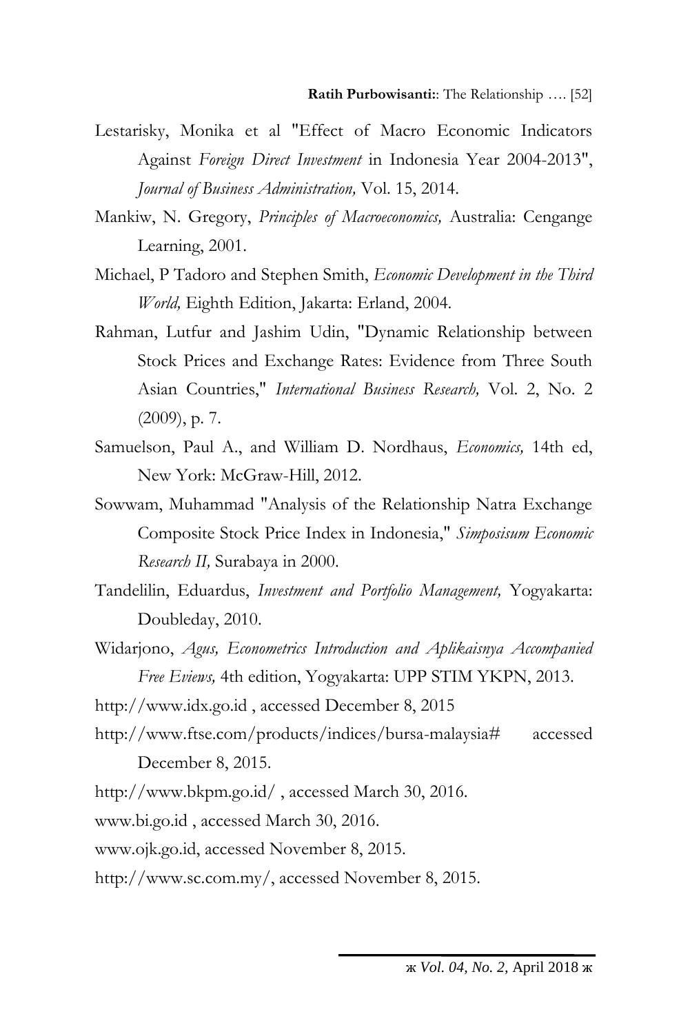Lestarisky, Monika et al "Effect of Macro Economic Indicators Against *Foreign Direct Investment* in Indonesia Year 2004-2013", *Journal of Business Administration,* Vol. 15, 2014.

Mankiw, N. Gregory, *Principles of Macroeconomics,* Australia: Cengange Learning, 2001.

Michael, P Tadoro and Stephen Smith, *Economic Development in the Third World,* Eighth Edition, Jakarta: Erland, 2004.

Rahman, Lutfur and Jashim Udin, "Dynamic Relationship between Stock Prices and Exchange Rates: Evidence from Three South Asian Countries," *International Business Research,* Vol. 2, No. 2 (2009), p. 7.

Samuelson, Paul A., and William D. Nordhaus, *Economics,* 14th ed, New York: McGraw-Hill, 2012.

Sowwam, Muhammad "Analysis of the Relationship Natra Exchange Composite Stock Price Index in Indonesia," *Simposisum Economic Research II,* Surabaya in 2000.

Tandelilin, Eduardus, *Investment and Portfolio Management,* Yogyakarta: Doubleday, 2010.

Widarjono, *Agus, Econometrics Introduction and Aplikaisnya Accompanied Free Eviews,* 4th edition, Yogyakarta: UPP STIM YKPN, 2013.

http://www.idx.go.id , accessed December 8, 2015

http://www.ftse.com/products/indices/bursa-malaysia# accessed December 8, 2015.

http://www.bkpm.go.id/ , accessed March 30, 2016.

www.bi.go.id , accessed March 30, 2016.

www.ojk.go.id, accessed November 8, 2015.

http://www.sc.com.my/, accessed November 8, 2015.